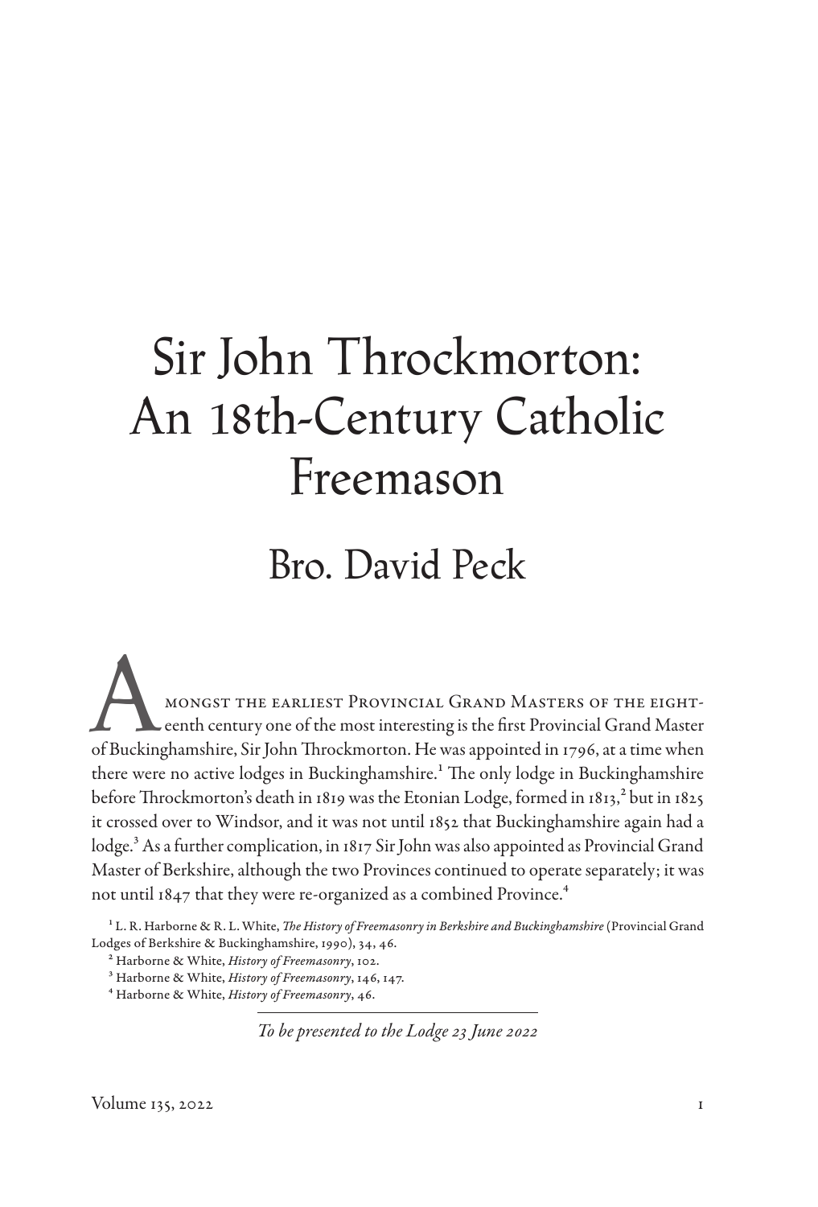# Sir John Throckmorton: An 18th-Century Catholic Freemason

## Bro. David Peck

Amongst the earliest Provincial Grand Masters of the eighteenth century one of the most interesting is the first Provincial Grand Master of Buckinghamshire, Sir John Throckmorton. He was appointed in 1796, at a time when there were no active lodges in Buckinghamshire.[1] The only lodge in Buckinghamshire before Throckmorton's death in 1819 was the Etonian Lodge, formed in 1813,[2] but in 1825 it crossed over to Windsor, and it was not until 1852 that Buckinghamshire again had a lodge.[3] As a further complication, in 1817 Sir John was also appointed as Provincial Grand Master of Berkshire, although the two Provinces continued to operate separately; it was not until 1847 that they were re-organized as a combined Province.[4]

[1] L. R. Harborne & R. L. White, *The History of Freemasonry in Berkshire and Buckinghamshire* (Provincial Grand Lodges of Berkshire & Buckinghamshire, 1990), 34, 46.

[2] Harborne & White, *History of Freemasonry*, 102.

[3] Harborne & White, *History of Freemasonry*, 146, 147.

[4] Harborne & White, *History of Freemasonry*, 46.

*To be presented to the Lodge 23 June 2022*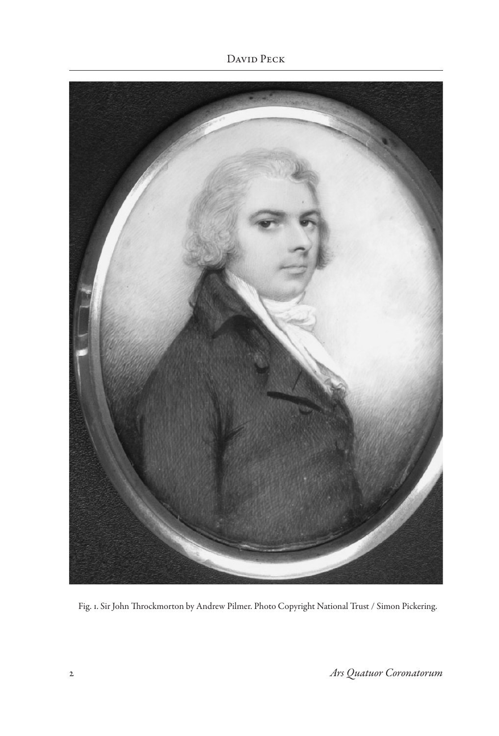Fig. 1. Sir John Throckmorton by Andrew Pilmer. Photo Copyright National Trust / Simon Pickering.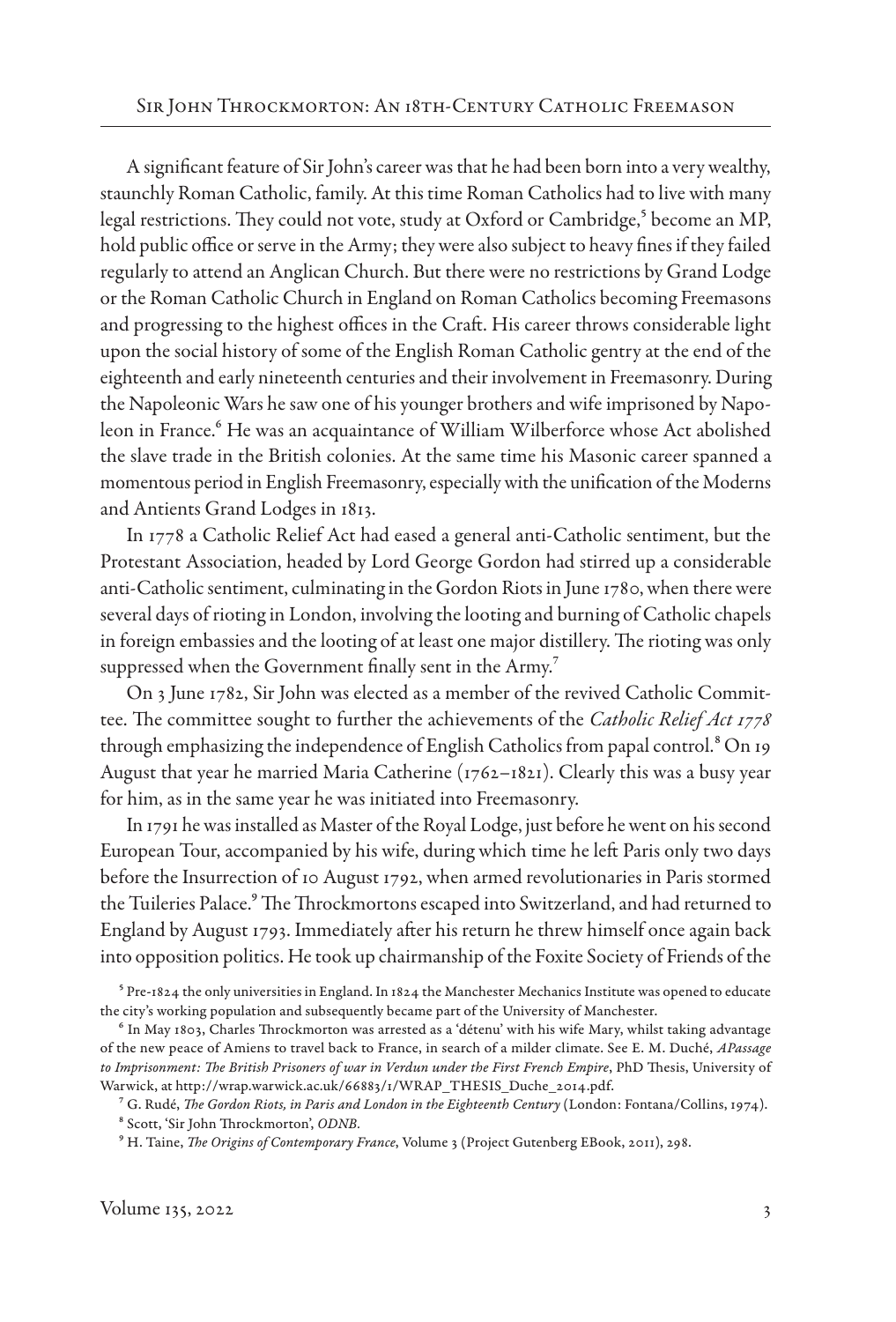A significant feature of Sir John's career was that he had been born into a very wealthy, staunchly Roman Catholic, family. At this time Roman Catholics had to live with many legal restrictions. They could not vote, study at Oxford or Cambridge,[5] become an MP, hold public office or serve in the Army; they were also subject to heavy fines if they failed regularly to attend an Anglican Church. But there were no restrictions by Grand Lodge or the Roman Catholic Church in England on Roman Catholics becoming Freemasons and progressing to the highest offices in the Craft. His career throws considerable light upon the social history of some of the English Roman Catholic gentry at the end of the eighteenth and early nineteenth centuries and their involvement in Freemasonry. During the Napoleonic Wars he saw one of his younger brothers and wife imprisoned by Napoleon in France.[6] He was an acquaintance of William Wilberforce whose Act abolished the slave trade in the British colonies. At the same time his Masonic career spanned a momentous period in English Freemasonry, especially with the unification of the Moderns and Antients Grand Lodges in 1813.

In 1778 a Catholic Relief Act had eased a general anti-Catholic sentiment, but the Protestant Association, headed by Lord George Gordon had stirred up a considerable anti-Catholic sentiment, culminating in the Gordon Riots in June 1780, when there were several days of rioting in London, involving the looting and burning of Catholic chapels in foreign embassies and the looting of at least one major distillery. The rioting was only suppressed when the Government finally sent in the Army.[7]

On 3 June 1782, Sir John was elected as a member of the revived Catholic Committee. The committee sought to further the achievements of the *Catholic Relief Act 1778* through emphasizing the independence of English Catholics from papal control.[8] On 19 August that year he married Maria Catherine (1762–1821). Clearly this was a busy year for him, as in the same year he was initiated into Freemasonry.

In 1791 he was installed as Master of the Royal Lodge, just before he went on his second European Tour, accompanied by his wife, during which time he left Paris only two days before the Insurrection of 10 August 1792, when armed revolutionaries in Paris stormed the Tuileries Palace.[9] The Throckmortons escaped into Switzerland, and had returned to England by August 1793. Immediately after his return he threw himself once again back into opposition politics. He took up chairmanship of the Foxite Society of Friends of the

---

[5] Pre-1824 the only universities in England. In 1824 the Manchester Mechanics Institute was opened to educate the city's working population and subsequently became part of the University of Manchester.

[6] In May 1803, Charles Throckmorton was arrested as a 'détenu' with his wife Mary, whilst taking advantage of the new peace of Amiens to travel back to France, in search of a milder climate. See E. M. Duché, *A Passage to Imprisonment: The British Prisoners of war in Verdun under the First French Empire*, PhD Thesis, University of Warwick, at http://wrap.warwick.ac.uk/66883/1/WRAP_THESIS_Duche_2014.pdf.

[7] G. Rudé, *The Gordon Riots, in Paris and London in the Eighteenth Century* (London: Fontana/Collins, 1974).

[8] Scott, 'Sir John Throckmorton', *ODNB*.

[9] H. Taine, *The Origins of Contemporary France*, Volume 3 (Project Gutenberg EBook, 2011), 298.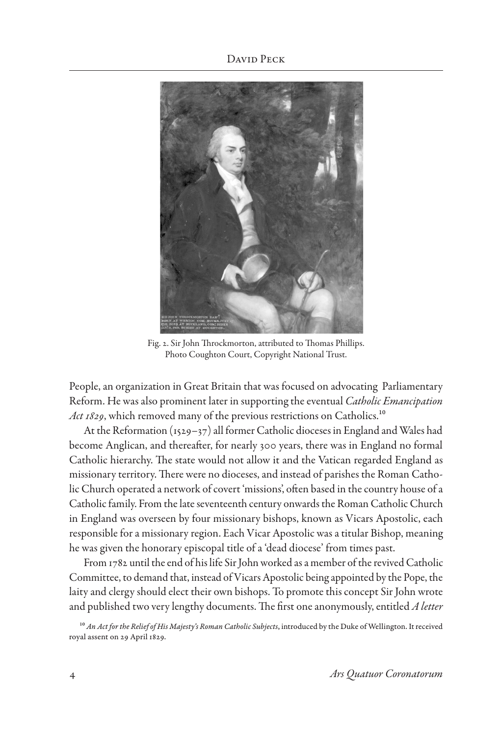Fig. 2. Sir John Throckmorton, attributed to Thomas Phillips. Photo Coughton Court, Copyright National Trust.

People, an organization in Great Britain that was focused on advocating Parliamentary Reform. He was also prominent later in supporting the eventual *Catholic Emancipation Act 1829*, which removed many of the previous restrictions on Catholics.[10]

At the Reformation (1529–37) all former Catholic dioceses in England and Wales had become Anglican, and thereafter, for nearly 300 years, there was in England no formal Catholic hierarchy. The state would not allow it and the Vatican regarded England as missionary territory. There were no dioceses, and instead of parishes the Roman Catholic Church operated a network of covert 'missions', often based in the country house of a Catholic family. From the late seventeenth century onwards the Roman Catholic Church in England was overseen by four missionary bishops, known as Vicars Apostolic, each responsible for a missionary region. Each Vicar Apostolic was a titular Bishop, meaning he was given the honorary episcopal title of a 'dead diocese' from times past.

From 1782 until the end of his life Sir John worked as a member of the revived Catholic Committee, to demand that, instead of Vicars Apostolic being appointed by the Pope, the laity and clergy should elect their own bishops. To promote this concept Sir John wrote and published two very lengthy documents. The first one anonymously, entitled *A letter*

[10] *An Act for the Relief of His Majesty's Roman Catholic Subjects*, introduced by the Duke of Wellington. It received royal assent on 29 April 1829.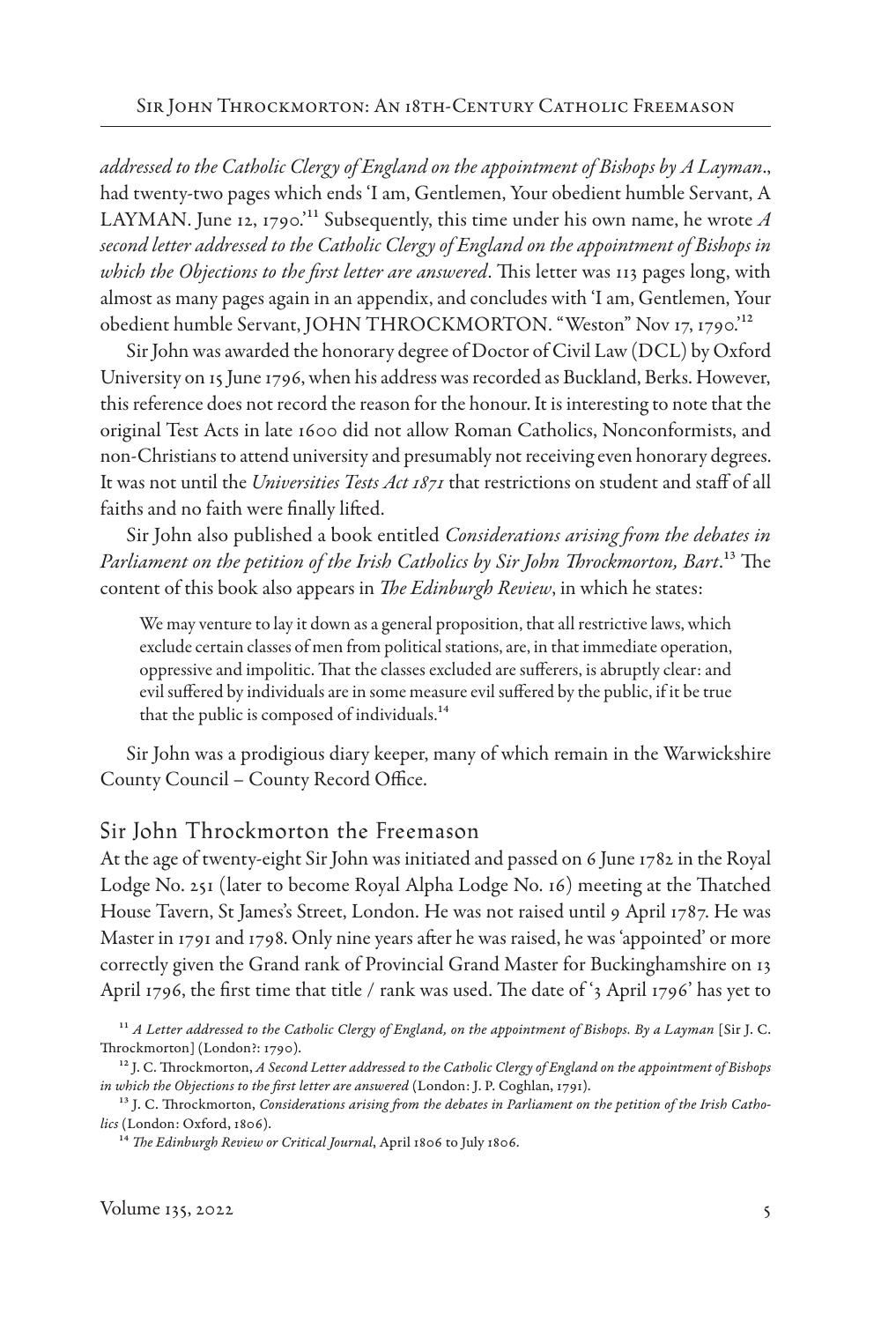*addressed to the Catholic Clergy of England on the appointment of Bishops by A Layman*., had twenty-two pages which ends 'I am, Gentlemen, Your obedient humble Servant, A LAYMAN. June 12, 1790.'[11] Subsequently, this time under his own name, he wrote *A second letter addressed to the Catholic Clergy of England on the appointment of Bishops in which the Objections to the first letter are answered*. This letter was 113 pages long, with almost as many pages again in an appendix, and concludes with 'I am, Gentlemen, Your obedient humble Servant, JOHN THROCKMORTON. "Weston" Nov 17, 1790.'[12]

Sir John was awarded the honorary degree of Doctor of Civil Law (DCL) by Oxford University on 15 June 1796, when his address was recorded as Buckland, Berks. However, this reference does not record the reason for the honour. It is interesting to note that the original Test Acts in late 1600 did not allow Roman Catholics, Nonconformists, and non-Christians to attend university and presumably not receiving even honorary degrees. It was not until the *Universities Tests Act 1871* that restrictions on student and staff of all faiths and no faith were finally lifted.

Sir John also published a book entitled *Considerations arising from the debates in Parliament on the petition of the Irish Catholics by Sir John Throckmorton, Bart*.[13] The content of this book also appears in *The Edinburgh Review*, in which he states:

> We may venture to lay it down as a general proposition, that all restrictive laws, which exclude certain classes of men from political stations, are, in that immediate operation, oppressive and impolitic. That the classes excluded are sufferers, is abruptly clear: and evil suffered by individuals are in some measure evil suffered by the public, if it be true that the public is composed of individuals.[14]

Sir John was a prodigious diary keeper, many of which remain in the Warwickshire County Council – County Record Office.

## Sir John Throckmorton the Freemason

At the age of twenty-eight Sir John was initiated and passed on 6 June 1782 in the Royal Lodge No. 251 (later to become Royal Alpha Lodge No. 16) meeting at the Thatched House Tavern, St James's Street, London. He was not raised until 9 April 1787. He was Master in 1791 and 1798. Only nine years after he was raised, he was 'appointed' or more correctly given the Grand rank of Provincial Grand Master for Buckinghamshire on 13 April 1796, the first time that title / rank was used. The date of '3 April 1796' has yet to

[11] *A Letter addressed to the Catholic Clergy of England, on the appointment of Bishops. By a Layman* [Sir J. C. Throckmorton] (London?: 1790).

[12] J. C. Throckmorton, *A Second Letter addressed to the Catholic Clergy of England on the appointment of Bishops in which the Objections to the first letter are answered* (London: J. P. Coghlan, 1791).

[13] J. C. Throckmorton, *Considerations arising from the debates in Parliament on the petition of the Irish Catholics* (London: Oxford, 1806).

[14] *The Edinburgh Review or Critical Journal*, April 1806 to July 1806.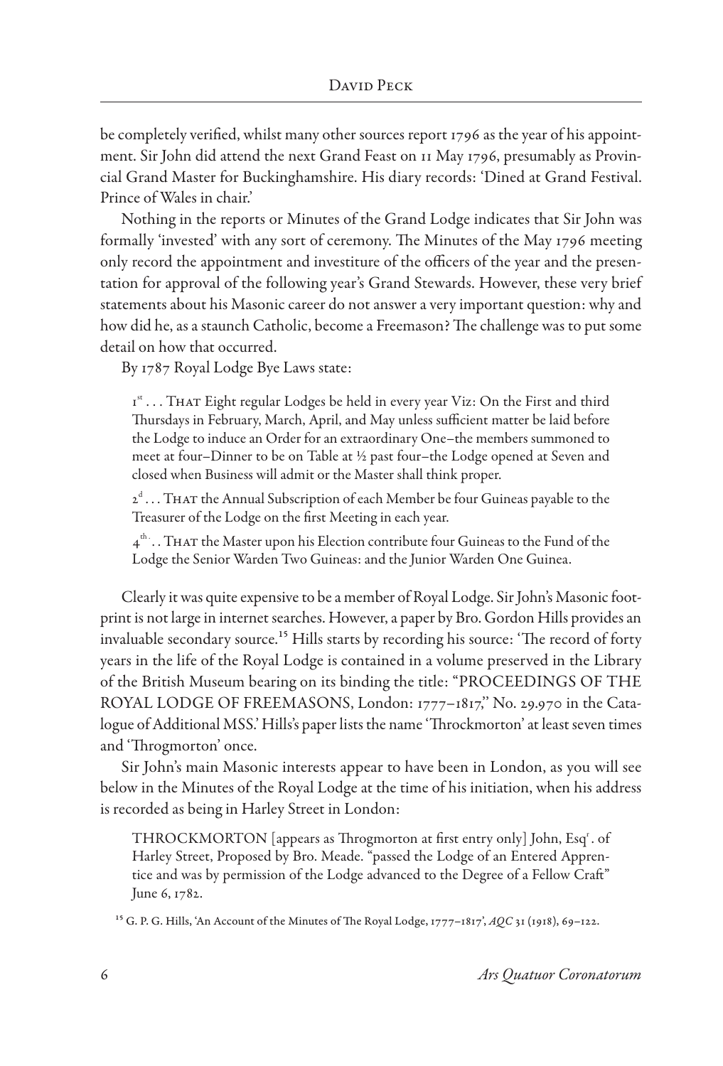be completely verified, whilst many other sources report 1796 as the year of his appointment. Sir John did attend the next Grand Feast on 11 May 1796, presumably as Provincial Grand Master for Buckinghamshire. His diary records: 'Dined at Grand Festival. Prince of Wales in chair.'

Nothing in the reports or Minutes of the Grand Lodge indicates that Sir John was formally 'invested' with any sort of ceremony. The Minutes of the May 1796 meeting only record the appointment and investiture of the officers of the year and the presentation for approval of the following year's Grand Stewards. However, these very brief statements about his Masonic career do not answer a very important question: why and how did he, as a staunch Catholic, become a Freemason? The challenge was to put some detail on how that occurred.

By 1787 Royal Lodge Bye Laws state:

> 1st . . . That Eight regular Lodges be held in every year Viz: On the First and third Thursdays in February, March, April, and May unless sufficient matter be laid before the Lodge to induce an Order for an extraordinary One–the members summoned to meet at four–Dinner to be on Table at ½ past four–the Lodge opened at Seven and closed when Business will admit or the Master shall think proper.
>
> 2d . . . That the Annual Subscription of each Member be four Guineas payable to the Treasurer of the Lodge on the first Meeting in each year.
>
> 4th. . . That the Master upon his Election contribute four Guineas to the Fund of the Lodge the Senior Warden Two Guineas: and the Junior Warden One Guinea.

Clearly it was quite expensive to be a member of Royal Lodge. Sir John's Masonic footprint is not large in internet searches. However, a paper by Bro. Gordon Hills provides an invaluable secondary source.[15] Hills starts by recording his source: 'The record of forty years in the life of the Royal Lodge is contained in a volume preserved in the Library of the British Museum bearing on its binding the title: "PROCEEDINGS OF THE ROYAL LODGE OF FREEMASONS, London: 1777–1817," No. 29.970 in the Catalogue of Additional MSS.' Hills's paper lists the name 'Throckmorton' at least seven times and 'Throgmorton' once.

Sir John's main Masonic interests appear to have been in London, as you will see below in the Minutes of the Royal Lodge at the time of his initiation, when his address is recorded as being in Harley Street in London:

> THROCKMORTON [appears as Throgmorton at first entry only] John, Esqr. of Harley Street, Proposed by Bro. Meade. "passed the Lodge of an Entered Apprentice and was by permission of the Lodge advanced to the Degree of a Fellow Craft" June 6, 1782.

[15] G. P. G. Hills, 'An Account of the Minutes of The Royal Lodge, 1777–1817', *AQC* 31 (1918), 69–122.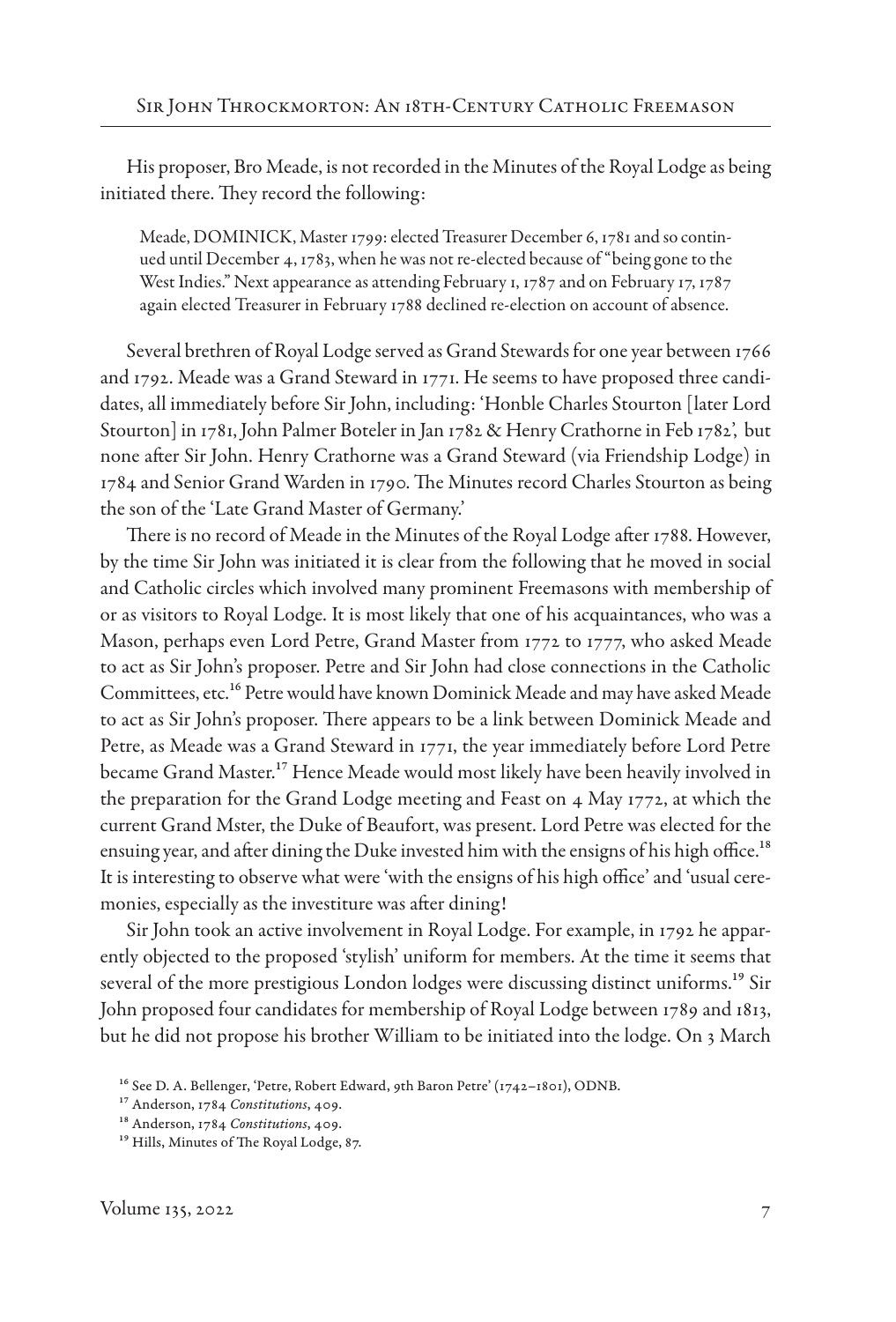His proposer, Bro Meade, is not recorded in the Minutes of the Royal Lodge as being initiated there. They record the following:

> Meade, DOMINICK, Master 1799: elected Treasurer December 6, 1781 and so continued until December 4, 1783, when he was not re-elected because of "being gone to the West Indies." Next appearance as attending February 1, 1787 and on February 17, 1787 again elected Treasurer in February 1788 declined re-election on account of absence.

Several brethren of Royal Lodge served as Grand Stewards for one year between 1766 and 1792. Meade was a Grand Steward in 1771. He seems to have proposed three candidates, all immediately before Sir John, including: 'Honble Charles Stourton [later Lord Stourton] in 1781, John Palmer Boteler in Jan 1782 & Henry Crathorne in Feb 1782', but none after Sir John. Henry Crathorne was a Grand Steward (via Friendship Lodge) in 1784 and Senior Grand Warden in 1790. The Minutes record Charles Stourton as being the son of the 'Late Grand Master of Germany.'

There is no record of Meade in the Minutes of the Royal Lodge after 1788. However, by the time Sir John was initiated it is clear from the following that he moved in social and Catholic circles which involved many prominent Freemasons with membership of or as visitors to Royal Lodge. It is most likely that one of his acquaintances, who was a Mason, perhaps even Lord Petre, Grand Master from 1772 to 1777, who asked Meade to act as Sir John's proposer. Petre and Sir John had close connections in the Catholic Committees, etc.[16] Petre would have known Dominick Meade and may have asked Meade to act as Sir John's proposer. There appears to be a link between Dominick Meade and Petre, as Meade was a Grand Steward in 1771, the year immediately before Lord Petre became Grand Master.[17] Hence Meade would most likely have been heavily involved in the preparation for the Grand Lodge meeting and Feast on 4 May 1772, at which the current Grand Mster, the Duke of Beaufort, was present. Lord Petre was elected for the ensuing year, and after dining the Duke invested him with the ensigns of his high office.[18] It is interesting to observe what were 'with the ensigns of his high office' and 'usual ceremonies, especially as the investiture was after dining!

Sir John took an active involvement in Royal Lodge. For example, in 1792 he apparently objected to the proposed 'stylish' uniform for members. At the time it seems that several of the more prestigious London lodges were discussing distinct uniforms.[19] Sir John proposed four candidates for membership of Royal Lodge between 1789 and 1813, but he did not propose his brother William to be initiated into the lodge. On 3 March

---

[16] See D. A. Bellenger, 'Petre, Robert Edward, 9th Baron Petre' (1742–1801), ODNB.

[17] Anderson, 1784 *Constitutions*, 409.

[18] Anderson, 1784 *Constitutions*, 409.

[19] Hills, Minutes of The Royal Lodge, 87.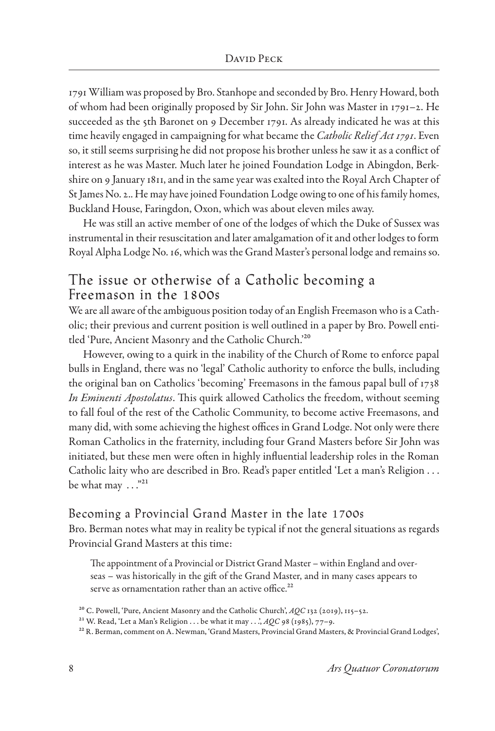1791 William was proposed by Bro. Stanhope and seconded by Bro. Henry Howard, both of whom had been originally proposed by Sir John. Sir John was Master in 1791–2. He succeeded as the 5th Baronet on 9 December 1791. As already indicated he was at this time heavily engaged in campaigning for what became the *Catholic Relief Act 1791*. Even so, it still seems surprising he did not propose his brother unless he saw it as a conflict of interest as he was Master. Much later he joined Foundation Lodge in Abingdon, Berkshire on 9 January 1811, and in the same year was exalted into the Royal Arch Chapter of St James No. 2.. He may have joined Foundation Lodge owing to one of his family homes, Buckland House, Faringdon, Oxon, which was about eleven miles away.

He was still an active member of one of the lodges of which the Duke of Sussex was instrumental in their resuscitation and later amalgamation of it and other lodges to form Royal Alpha Lodge No. 16, which was the Grand Master's personal lodge and remains so.

## The issue or otherwise of a Catholic becoming a Freemason in the 1800s

We are all aware of the ambiguous position today of an English Freemason who is a Catholic; their previous and current position is well outlined in a paper by Bro. Powell entitled 'Pure, Ancient Masonry and the Catholic Church.'[20]

However, owing to a quirk in the inability of the Church of Rome to enforce papal bulls in England, there was no 'legal' Catholic authority to enforce the bulls, including the original ban on Catholics 'becoming' Freemasons in the famous papal bull of 1738 *In Eminenti Apostolatus*. This quirk allowed Catholics the freedom, without seeming to fall foul of the rest of the Catholic Community, to become active Freemasons, and many did, with some achieving the highest offices in Grand Lodge. Not only were there Roman Catholics in the fraternity, including four Grand Masters before Sir John was initiated, but these men were often in highly influential leadership roles in the Roman Catholic laity who are described in Bro. Read's paper entitled 'Let a man's Religion . . . be what may . . .'[21]

### Becoming a Provincial Grand Master in the late 1700s

Bro. Berman notes what may in reality be typical if not the general situations as regards Provincial Grand Masters at this time:

> The appointment of a Provincial or District Grand Master – within England and overseas – was historically in the gift of the Grand Master, and in many cases appears to serve as ornamentation rather than an active office.[22]

[20] C. Powell, 'Pure, Ancient Masonry and the Catholic Church', *AQC* 132 (2019), 115–52.

[21] W. Read, 'Let a Man's Religion . . . be what it may . . .', *AQC* 98 (1985), 77–9.

[22] R. Berman, comment on A. Newman, 'Grand Masters, Provincial Grand Masters, & Provincial Grand Lodges',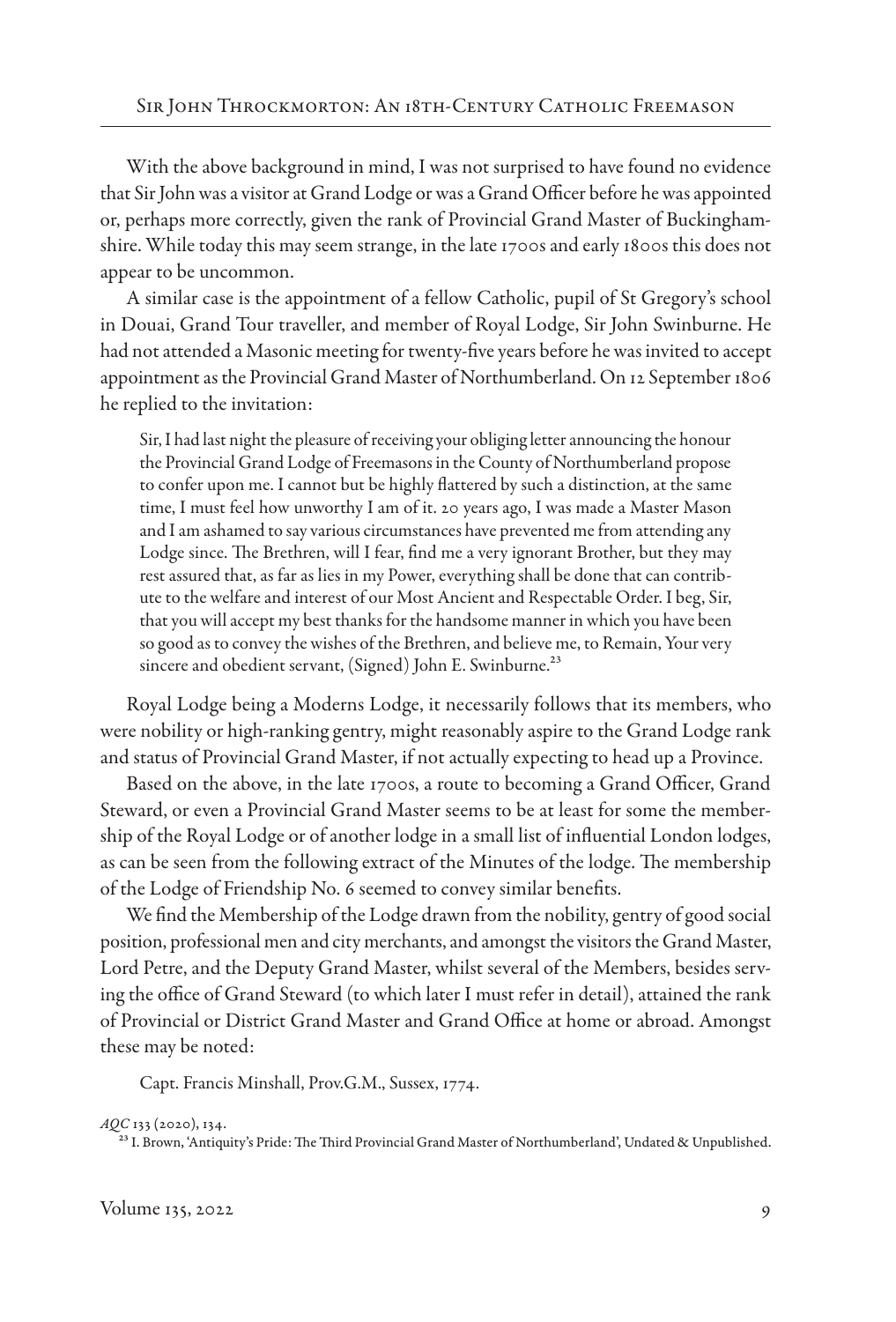With the above background in mind, I was not surprised to have found no evidence that Sir John was a visitor at Grand Lodge or was a Grand Officer before he was appointed or, perhaps more correctly, given the rank of Provincial Grand Master of Buckinghamshire. While today this may seem strange, in the late 1700s and early 1800s this does not appear to be uncommon.

A similar case is the appointment of a fellow Catholic, pupil of St Gregory's school in Douai, Grand Tour traveller, and member of Royal Lodge, Sir John Swinburne. He had not attended a Masonic meeting for twenty-five years before he was invited to accept appointment as the Provincial Grand Master of Northumberland. On 12 September 1806 he replied to the invitation:

> Sir, I had last night the pleasure of receiving your obliging letter announcing the honour the Provincial Grand Lodge of Freemasons in the County of Northumberland propose to confer upon me. I cannot but be highly flattered by such a distinction, at the same time, I must feel how unworthy I am of it. 20 years ago, I was made a Master Mason and I am ashamed to say various circumstances have prevented me from attending any Lodge since. The Brethren, will I fear, find me a very ignorant Brother, but they may rest assured that, as far as lies in my Power, everything shall be done that can contribute to the welfare and interest of our Most Ancient and Respectable Order. I beg, Sir, that you will accept my best thanks for the handsome manner in which you have been so good as to convey the wishes of the Brethren, and believe me, to Remain, Your very sincere and obedient servant, (Signed) John E. Swinburne.[23]

Royal Lodge being a Moderns Lodge, it necessarily follows that its members, who were nobility or high-ranking gentry, might reasonably aspire to the Grand Lodge rank and status of Provincial Grand Master, if not actually expecting to head up a Province.

Based on the above, in the late 1700s, a route to becoming a Grand Officer, Grand Steward, or even a Provincial Grand Master seems to be at least for some the membership of the Royal Lodge or of another lodge in a small list of influential London lodges, as can be seen from the following extract of the Minutes of the lodge. The membership of the Lodge of Friendship No. 6 seemed to convey similar benefits.

We find the Membership of the Lodge drawn from the nobility, gentry of good social position, professional men and city merchants, and amongst the visitors the Grand Master, Lord Petre, and the Deputy Grand Master, whilst several of the Members, besides serving the office of Grand Steward (to which later I must refer in detail), attained the rank of Provincial or District Grand Master and Grand Office at home or abroad. Amongst these may be noted:

> Capt. Francis Minshall, Prov.G.M., Sussex, 1774.

*AQC* 133 (2020), 134.

[23] I. Brown, 'Antiquity's Pride: The Third Provincial Grand Master of Northumberland', Undated & Unpublished.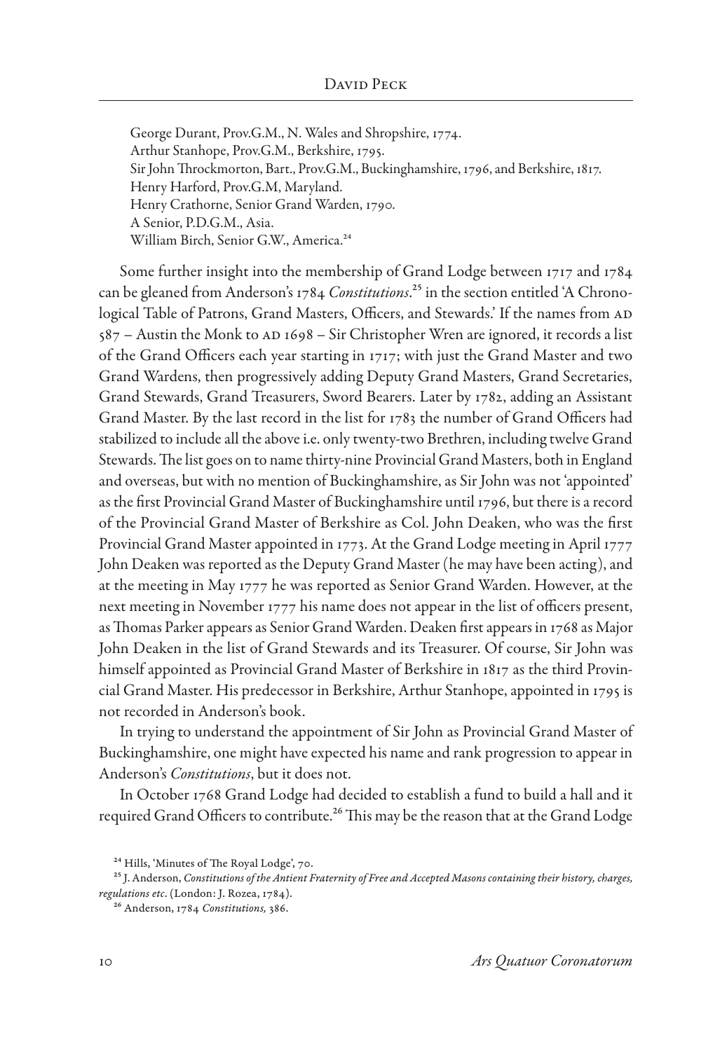George Durant, Prov.G.M., N. Wales and Shropshire, 1774.
Arthur Stanhope, Prov.G.M., Berkshire, 1795.
Sir John Throckmorton, Bart., Prov.G.M., Buckinghamshire, 1796, and Berkshire, 1817.
Henry Harford, Prov.G.M, Maryland.
Henry Crathorne, Senior Grand Warden, 1790.
A Senior, P.D.G.M., Asia.
William Birch, Senior G.W., America.[24]

Some further insight into the membership of Grand Lodge between 1717 and 1784 can be gleaned from Anderson's 1784 *Constitutions*.[25] in the section entitled 'A Chronological Table of Patrons, Grand Masters, Officers, and Stewards.' If the names from AD 587 – Austin the Monk to AD 1698 – Sir Christopher Wren are ignored, it records a list of the Grand Officers each year starting in 1717; with just the Grand Master and two Grand Wardens, then progressively adding Deputy Grand Masters, Grand Secretaries, Grand Stewards, Grand Treasurers, Sword Bearers. Later by 1782, adding an Assistant Grand Master. By the last record in the list for 1783 the number of Grand Officers had stabilized to include all the above i.e. only twenty-two Brethren, including twelve Grand Stewards. The list goes on to name thirty-nine Provincial Grand Masters, both in England and overseas, but with no mention of Buckinghamshire, as Sir John was not 'appointed' as the first Provincial Grand Master of Buckinghamshire until 1796, but there is a record of the Provincial Grand Master of Berkshire as Col. John Deaken, who was the first Provincial Grand Master appointed in 1773. At the Grand Lodge meeting in April 1777 John Deaken was reported as the Deputy Grand Master (he may have been acting), and at the meeting in May 1777 he was reported as Senior Grand Warden. However, at the next meeting in November 1777 his name does not appear in the list of officers present, as Thomas Parker appears as Senior Grand Warden. Deaken first appears in 1768 as Major John Deaken in the list of Grand Stewards and its Treasurer. Of course, Sir John was himself appointed as Provincial Grand Master of Berkshire in 1817 as the third Provincial Grand Master. His predecessor in Berkshire, Arthur Stanhope, appointed in 1795 is not recorded in Anderson's book.

In trying to understand the appointment of Sir John as Provincial Grand Master of Buckinghamshire, one might have expected his name and rank progression to appear in Anderson's *Constitutions*, but it does not.

In October 1768 Grand Lodge had decided to establish a fund to build a hall and it required Grand Officers to contribute.[26] This may be the reason that at the Grand Lodge

[24] Hills, 'Minutes of The Royal Lodge', 70.

[25] J. Anderson, *Constitutions of the Antient Fraternity of Free and Accepted Masons containing their history, charges, regulations etc*. (London: J. Rozea, 1784).

[26] Anderson, 1784 *Constitutions,* 386.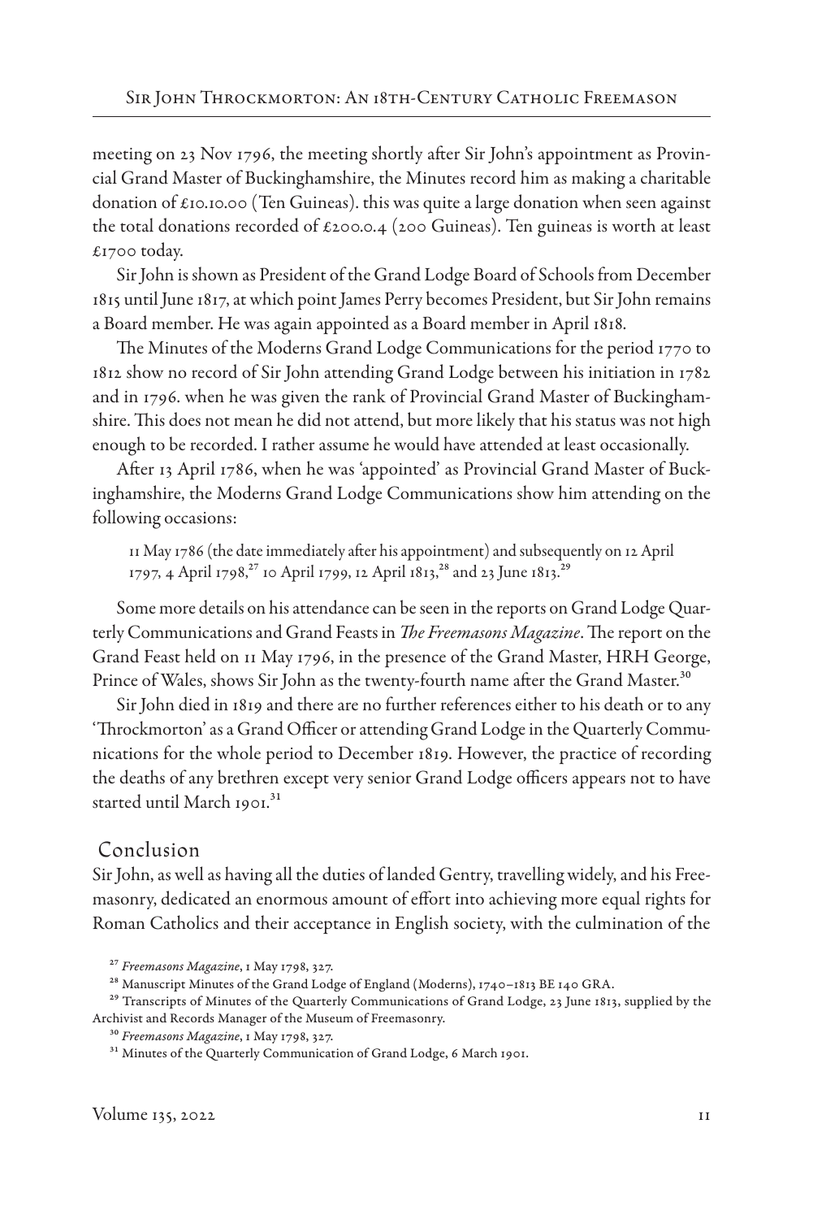meeting on 23 Nov 1796, the meeting shortly after Sir John's appointment as Provincial Grand Master of Buckinghamshire, the Minutes record him as making a charitable donation of £10.10.00 (Ten Guineas). this was quite a large donation when seen against the total donations recorded of £200.0.4 (200 Guineas). Ten guineas is worth at least £1700 today.

Sir John is shown as President of the Grand Lodge Board of Schools from December 1815 until June 1817, at which point James Perry becomes President, but Sir John remains a Board member. He was again appointed as a Board member in April 1818.

The Minutes of the Moderns Grand Lodge Communications for the period 1770 to 1812 show no record of Sir John attending Grand Lodge between his initiation in 1782 and in 1796. when he was given the rank of Provincial Grand Master of Buckinghamshire. This does not mean he did not attend, but more likely that his status was not high enough to be recorded. I rather assume he would have attended at least occasionally.

After 13 April 1786, when he was 'appointed' as Provincial Grand Master of Buckinghamshire, the Moderns Grand Lodge Communications show him attending on the following occasions:

> 11 May 1786 (the date immediately after his appointment) and subsequently on 12 April 1797, 4 April 1798,[27] 10 April 1799, 12 April 1813,[28] and 23 June 1813.[29]

Some more details on his attendance can be seen in the reports on Grand Lodge Quarterly Communications and Grand Feasts in *The Freemasons Magazine*. The report on the Grand Feast held on 11 May 1796, in the presence of the Grand Master, HRH George, Prince of Wales, shows Sir John as the twenty-fourth name after the Grand Master.[30]

Sir John died in 1819 and there are no further references either to his death or to any 'Throckmorton' as a Grand Officer or attending Grand Lodge in the Quarterly Communications for the whole period to December 1819. However, the practice of recording the deaths of any brethren except very senior Grand Lodge officers appears not to have started until March 1901.[31]

## Conclusion

Sir John, as well as having all the duties of landed Gentry, travelling widely, and his Freemasonry, dedicated an enormous amount of effort into achieving more equal rights for Roman Catholics and their acceptance in English society, with the culmination of the

---

[27] *Freemasons Magazine*, 1 May 1798, 327.

[28] Manuscript Minutes of the Grand Lodge of England (Moderns), 1740–1813 BE 140 GRA.

[29] Transcripts of Minutes of the Quarterly Communications of Grand Lodge, 23 June 1813, supplied by the Archivist and Records Manager of the Museum of Freemasonry.

[30] *Freemasons Magazine*, 1 May 1798, 327.

[31] Minutes of the Quarterly Communication of Grand Lodge, 6 March 1901.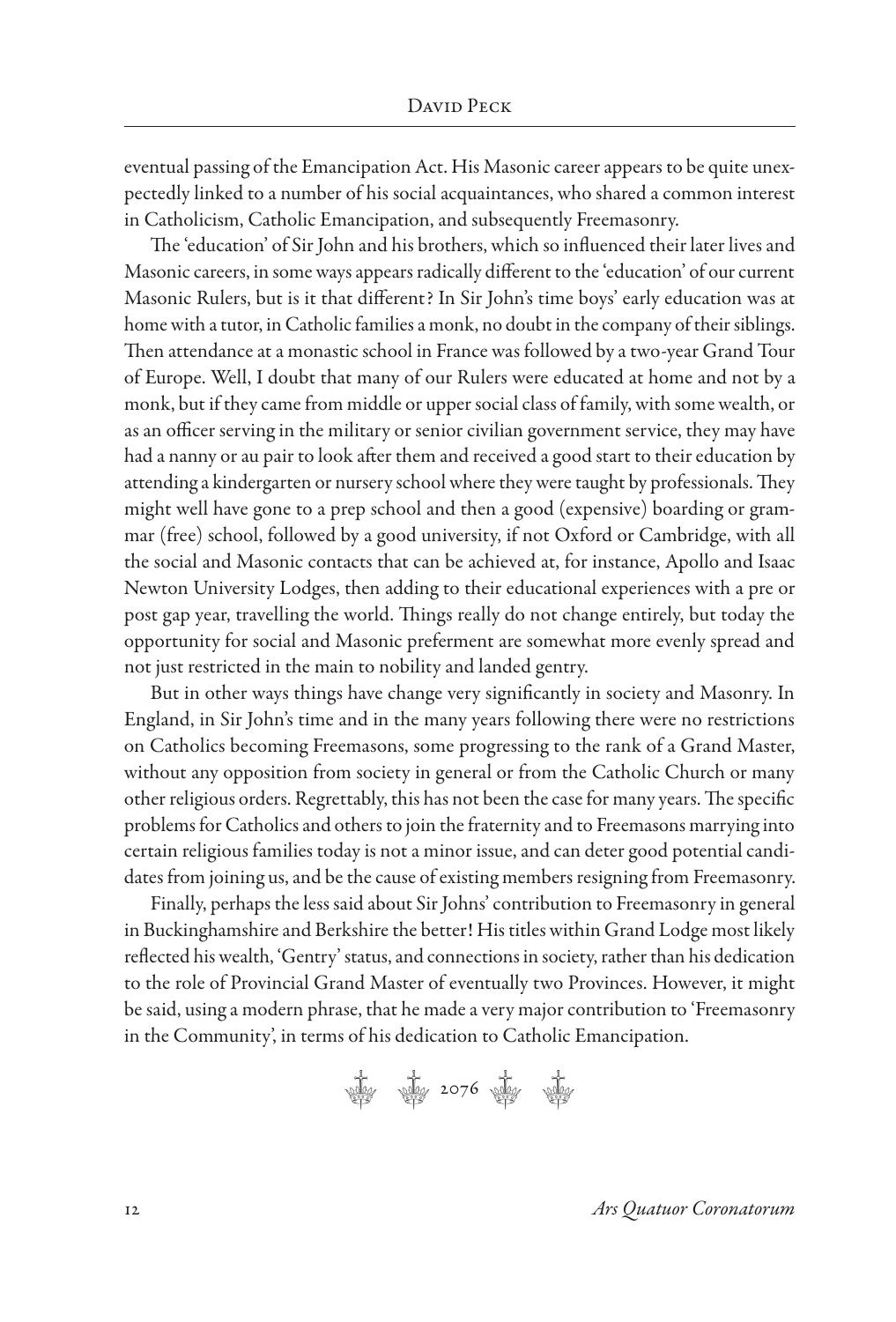eventual passing of the Emancipation Act. His Masonic career appears to be quite unexpectedly linked to a number of his social acquaintances, who shared a common interest in Catholicism, Catholic Emancipation, and subsequently Freemasonry.

The 'education' of Sir John and his brothers, which so influenced their later lives and Masonic careers, in some ways appears radically different to the 'education' of our current Masonic Rulers, but is it that different? In Sir John's time boys' early education was at home with a tutor, in Catholic families a monk, no doubt in the company of their siblings. Then attendance at a monastic school in France was followed by a two-year Grand Tour of Europe. Well, I doubt that many of our Rulers were educated at home and not by a monk, but if they came from middle or upper social class of family, with some wealth, or as an officer serving in the military or senior civilian government service, they may have had a nanny or au pair to look after them and received a good start to their education by attending a kindergarten or nursery school where they were taught by professionals. They might well have gone to a prep school and then a good (expensive) boarding or grammar (free) school, followed by a good university, if not Oxford or Cambridge, with all the social and Masonic contacts that can be achieved at, for instance, Apollo and Isaac Newton University Lodges, then adding to their educational experiences with a pre or post gap year, travelling the world. Things really do not change entirely, but today the opportunity for social and Masonic preferment are somewhat more evenly spread and not just restricted in the main to nobility and landed gentry.

But in other ways things have change very significantly in society and Masonry. In England, in Sir John's time and in the many years following there were no restrictions on Catholics becoming Freemasons, some progressing to the rank of a Grand Master, without any opposition from society in general or from the Catholic Church or many other religious orders. Regrettably, this has not been the case for many years. The specific problems for Catholics and others to join the fraternity and to Freemasons marrying into certain religious families today is not a minor issue, and can deter good potential candidates from joining us, and be the cause of existing members resigning from Freemasonry.

Finally, perhaps the less said about Sir Johns' contribution to Freemasonry in general in Buckinghamshire and Berkshire the better! His titles within Grand Lodge most likely reflected his wealth, 'Gentry' status, and connections in society, rather than his dedication to the role of Provincial Grand Master of eventually two Provinces. However, it might be said, using a modern phrase, that he made a very major contribution to 'Freemasonry in the Community', in terms of his dedication to Catholic Emancipation.

2076